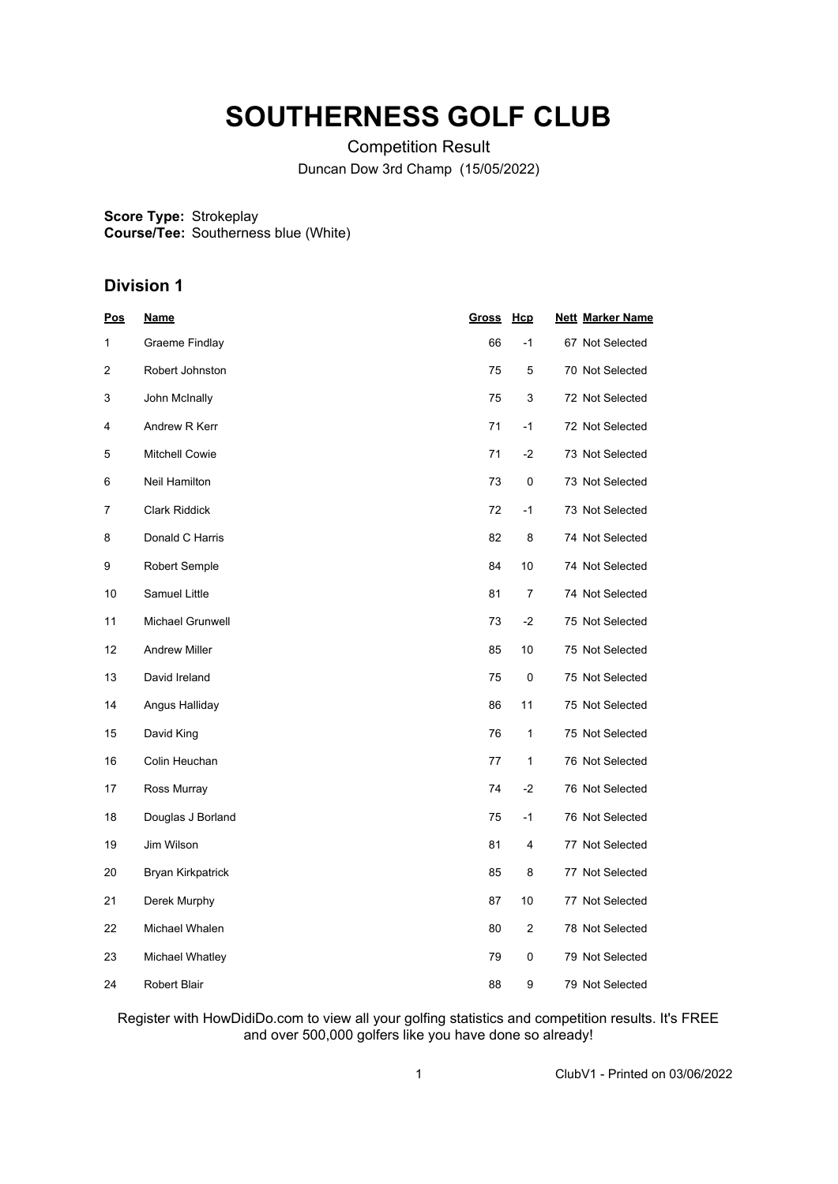# SOUTHERNESS GOLF CLUB

Competition Result

Duncan Dow 3rd Champ (15/05/2022)

**Score Type:** Strokeplay
**Course/Tee:** Southerness blue (White)

## Division 1

| Pos | Name | Gross | Hcp | Nett | Marker Name |
|---|---|---|---|---|---|
| 1 | Graeme Findlay | 66 | -1 | 67 | Not Selected |
| 2 | Robert Johnston | 75 | 5 | 70 | Not Selected |
| 3 | John McInally | 75 | 3 | 72 | Not Selected |
| 4 | Andrew R Kerr | 71 | -1 | 72 | Not Selected |
| 5 | Mitchell Cowie | 71 | -2 | 73 | Not Selected |
| 6 | Neil Hamilton | 73 | 0 | 73 | Not Selected |
| 7 | Clark Riddick | 72 | -1 | 73 | Not Selected |
| 8 | Donald C Harris | 82 | 8 | 74 | Not Selected |
| 9 | Robert Semple | 84 | 10 | 74 | Not Selected |
| 10 | Samuel Little | 81 | 7 | 74 | Not Selected |
| 11 | Michael Grunwell | 73 | -2 | 75 | Not Selected |
| 12 | Andrew Miller | 85 | 10 | 75 | Not Selected |
| 13 | David Ireland | 75 | 0 | 75 | Not Selected |
| 14 | Angus Halliday | 86 | 11 | 75 | Not Selected |
| 15 | David King | 76 | 1 | 75 | Not Selected |
| 16 | Colin Heuchan | 77 | 1 | 76 | Not Selected |
| 17 | Ross Murray | 74 | -2 | 76 | Not Selected |
| 18 | Douglas J Borland | 75 | -1 | 76 | Not Selected |
| 19 | Jim Wilson | 81 | 4 | 77 | Not Selected |
| 20 | Bryan Kirkpatrick | 85 | 8 | 77 | Not Selected |
| 21 | Derek Murphy | 87 | 10 | 77 | Not Selected |
| 22 | Michael Whalen | 80 | 2 | 78 | Not Selected |
| 23 | Michael Whatley | 79 | 0 | 79 | Not Selected |
| 24 | Robert Blair | 88 | 9 | 79 | Not Selected |

Register with HowDidiDo.com to view all your golfing statistics and competition results. It's FREE and over 500,000 golfers like you have done so already!

ClubV1 - Printed on 03/06/2022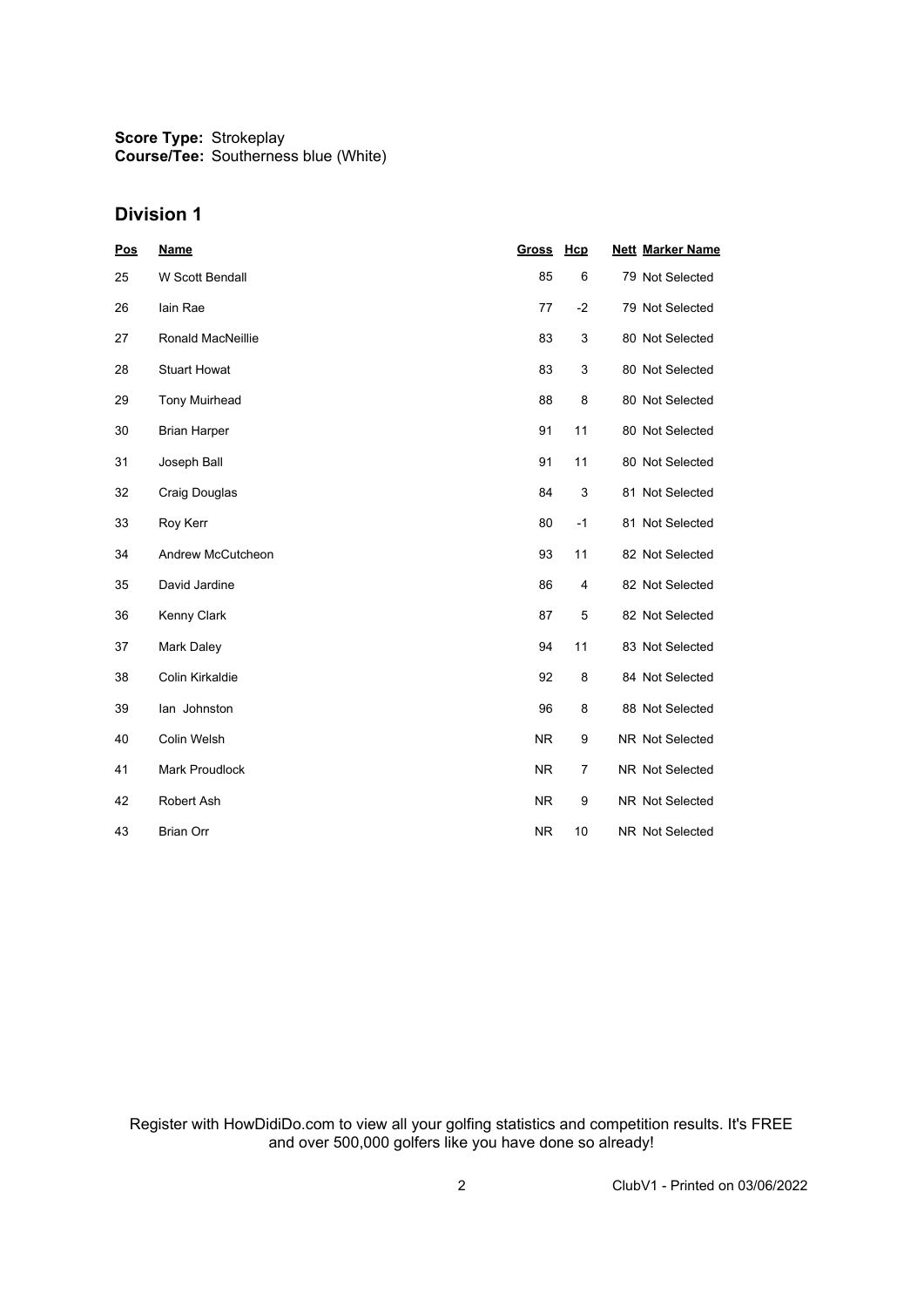**Score Type:** Strokeplay
**Course/Tee:** Southerness blue (White)

## Division 1

| Pos | Name | Gross | Hcp | Nett | Marker Name |
|---|---|---|---|---|---|
| 25 | W Scott Bendall | 85 | 6 | 79 | Not Selected |
| 26 | Iain Rae | 77 | -2 | 79 | Not Selected |
| 27 | Ronald MacNeillie | 83 | 3 | 80 | Not Selected |
| 28 | Stuart Howat | 83 | 3 | 80 | Not Selected |
| 29 | Tony Muirhead | 88 | 8 | 80 | Not Selected |
| 30 | Brian Harper | 91 | 11 | 80 | Not Selected |
| 31 | Joseph Ball | 91 | 11 | 80 | Not Selected |
| 32 | Craig Douglas | 84 | 3 | 81 | Not Selected |
| 33 | Roy Kerr | 80 | -1 | 81 | Not Selected |
| 34 | Andrew McCutcheon | 93 | 11 | 82 | Not Selected |
| 35 | David Jardine | 86 | 4 | 82 | Not Selected |
| 36 | Kenny Clark | 87 | 5 | 82 | Not Selected |
| 37 | Mark Daley | 94 | 11 | 83 | Not Selected |
| 38 | Colin Kirkaldie | 92 | 8 | 84 | Not Selected |
| 39 | Ian Johnston | 96 | 8 | 88 | Not Selected |
| 40 | Colin Welsh | NR | 9 | NR | Not Selected |
| 41 | Mark Proudlock | NR | 7 | NR | Not Selected |
| 42 | Robert Ash | NR | 9 | NR | Not Selected |
| 43 | Brian Orr | NR | 10 | NR | Not Selected |

Register with HowDidiDo.com to view all your golfing statistics and competition results. It's FREE and over 500,000 golfers like you have done so already!

ClubV1 - Printed on 03/06/2022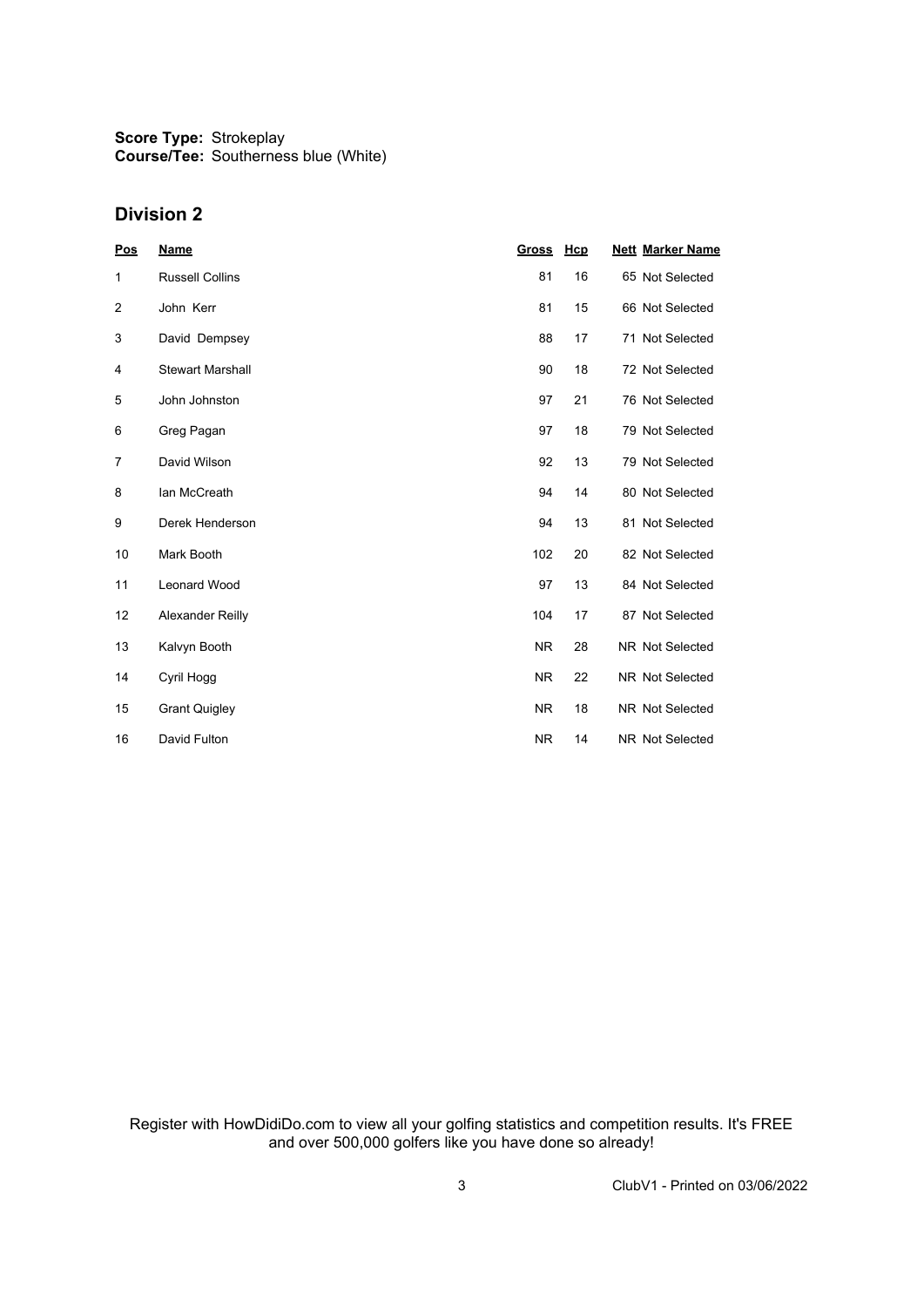**Score Type:** Strokeplay
**Course/Tee:** Southerness blue (White)

## Division 2

| Pos | Name | Gross | Hcp | Nett | Marker Name |
|---|---|---|---|---|---|
| 1 | Russell Collins | 81 | 16 | 65 | Not Selected |
| 2 | John Kerr | 81 | 15 | 66 | Not Selected |
| 3 | David Dempsey | 88 | 17 | 71 | Not Selected |
| 4 | Stewart Marshall | 90 | 18 | 72 | Not Selected |
| 5 | John Johnston | 97 | 21 | 76 | Not Selected |
| 6 | Greg Pagan | 97 | 18 | 79 | Not Selected |
| 7 | David Wilson | 92 | 13 | 79 | Not Selected |
| 8 | Ian McCreath | 94 | 14 | 80 | Not Selected |
| 9 | Derek Henderson | 94 | 13 | 81 | Not Selected |
| 10 | Mark Booth | 102 | 20 | 82 | Not Selected |
| 11 | Leonard Wood | 97 | 13 | 84 | Not Selected |
| 12 | Alexander Reilly | 104 | 17 | 87 | Not Selected |
| 13 | Kalvyn Booth | NR | 28 | NR | Not Selected |
| 14 | Cyril Hogg | NR | 22 | NR | Not Selected |
| 15 | Grant Quigley | NR | 18 | NR | Not Selected |
| 16 | David Fulton | NR | 14 | NR | Not Selected |

Register with HowDidiDo.com to view all your golfing statistics and competition results. It's FREE and over 500,000 golfers like you have done so already!

ClubV1 - Printed on 03/06/2022